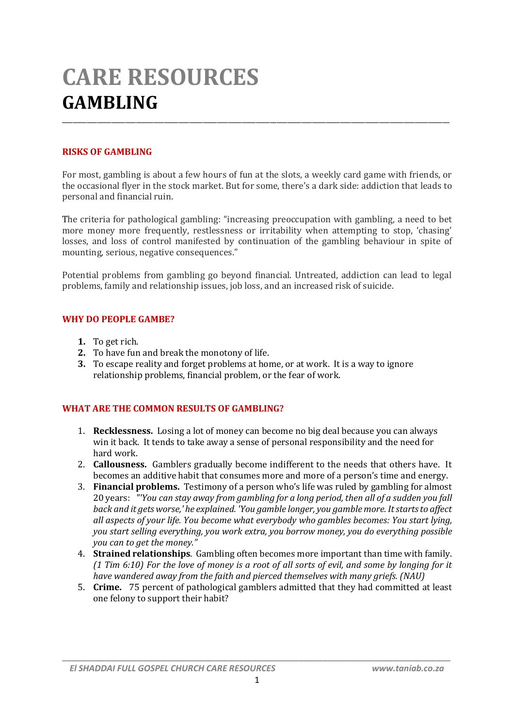# CARE RESOURCES

# GAMBLING

## RISKS OF GAMBLING

For most, gambling is about a few hours of fun at the slots, a weekly card game with friends, or the occasional flyer in the stock market. But for some, there's a dark side: addiction that leads to personal and financial ruin.

The criteria for pathological gambling: "increasing preoccupation with gambling, a need to bet more money more frequently, restlessness or irritability when attempting to stop, 'chasing' losses, and loss of control manifested by continuation of the gambling behaviour in spite of mounting, serious, negative consequences."

Potential problems from gambling go beyond financial. Untreated, addiction can lead to legal problems, family and relationship issues, job loss, and an increased risk of suicide.

## WHY DO PEOPLE GAMBE?

1. To get rich.
2. To have fun and break the monotony of life.
3. To escape reality and forget problems at home, or at work. It is a way to ignore relationship problems, financial problem, or the fear of work.

## WHAT ARE THE COMMON RESULTS OF GAMBLING?

1. **Recklessness.** Losing a lot of money can become no big deal because you can always win it back. It tends to take away a sense of personal responsibility and the need for hard work.
2. **Callousness.** Gamblers gradually become indifferent to the needs that others have. It becomes an additive habit that consumes more and more of a person's time and energy.
3. **Financial problems.** Testimony of a person who's life was ruled by gambling for almost 20 years: *"'You can stay away from gambling for a long period, then all of a sudden you fall back and it gets worse,' he explained. 'You gamble longer, you gamble more. It starts to affect all aspects of your life. You become what everybody who gambles becomes: You start lying, you start selling everything, you work extra, you borrow money, you do everything possible you can to get the money."*
4. **Strained relationships**. Gambling often becomes more important than time with family. *(1 Tim 6:10) For the love of money is a root of all sorts of evil, and some by longing for it have wandered away from the faith and pierced themselves with many griefs. (NAU)*
5. **Crime.** 75 percent of pathological gamblers admitted that they had committed at least one felony to support their habit?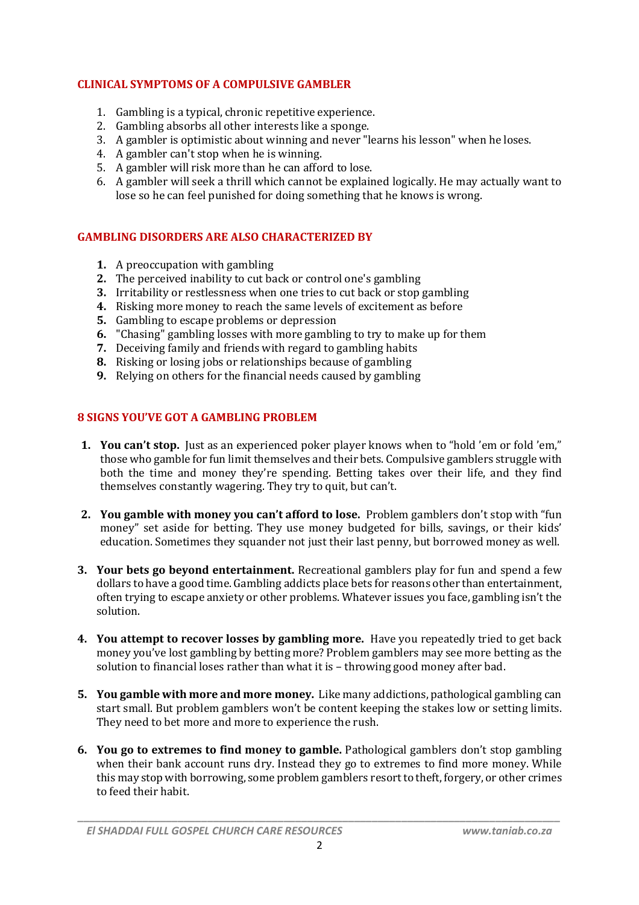## CLINICAL SYMPTOMS OF A COMPULSIVE GAMBLER

1. Gambling is a typical, chronic repetitive experience.
2. Gambling absorbs all other interests like a sponge.
3. A gambler is optimistic about winning and never "learns his lesson" when he loses.
4. A gambler can't stop when he is winning.
5. A gambler will risk more than he can afford to lose.
6. A gambler will seek a thrill which cannot be explained logically. He may actually want to lose so he can feel punished for doing something that he knows is wrong.

## GAMBLING DISORDERS ARE ALSO CHARACTERIZED BY

1. A preoccupation with gambling
2. The perceived inability to cut back or control one's gambling
3. Irritability or restlessness when one tries to cut back or stop gambling
4. Risking more money to reach the same levels of excitement as before
5. Gambling to escape problems or depression
6. "Chasing" gambling losses with more gambling to try to make up for them
7. Deceiving family and friends with regard to gambling habits
8. Risking or losing jobs or relationships because of gambling
9. Relying on others for the financial needs caused by gambling

## 8 SIGNS YOU'VE GOT A GAMBLING PROBLEM

1. **You can't stop.** Just as an experienced poker player knows when to "hold 'em or fold 'em," those who gamble for fun limit themselves and their bets. Compulsive gamblers struggle with both the time and money they're spending. Betting takes over their life, and they find themselves constantly wagering. They try to quit, but can't.

2. **You gamble with money you can't afford to lose.** Problem gamblers don't stop with "fun money" set aside for betting. They use money budgeted for bills, savings, or their kids' education. Sometimes they squander not just their last penny, but borrowed money as well.

3. **Your bets go beyond entertainment.** Recreational gamblers play for fun and spend a few dollars to have a good time. Gambling addicts place bets for reasons other than entertainment, often trying to escape anxiety or other problems. Whatever issues you face, gambling isn't the solution.

4. **You attempt to recover losses by gambling more.** Have you repeatedly tried to get back money you've lost gambling by betting more? Problem gamblers may see more betting as the solution to financial loses rather than what it is – throwing good money after bad.

5. **You gamble with more and more money.** Like many addictions, pathological gambling can start small. But problem gamblers won't be content keeping the stakes low or setting limits. They need to bet more and more to experience the rush.

6. **You go to extremes to find money to gamble.** Pathological gamblers don't stop gambling when their bank account runs dry. Instead they go to extremes to find more money. While this may stop with borrowing, some problem gamblers resort to theft, forgery, or other crimes to feed their habit.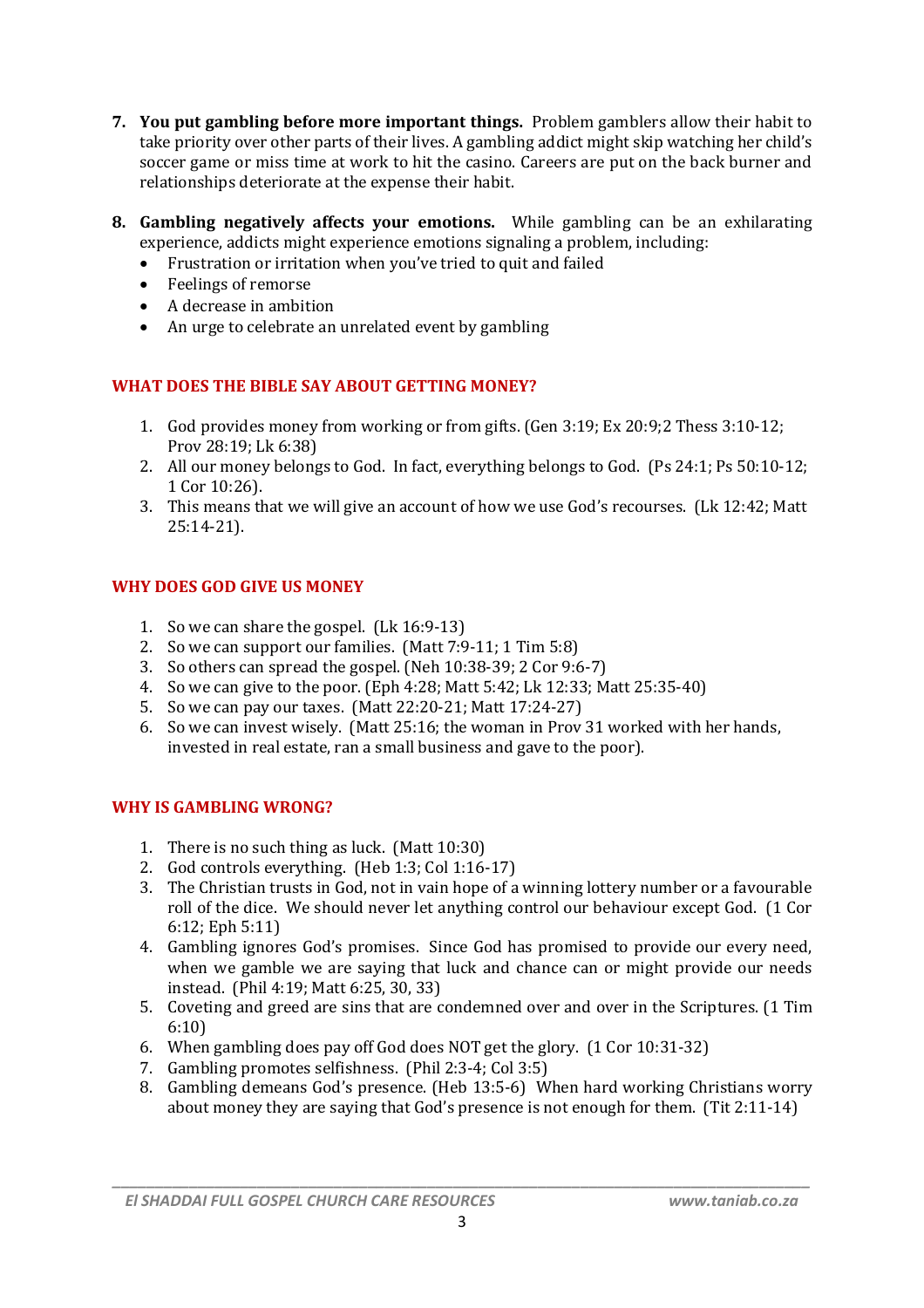7. **You put gambling before more important things.** Problem gamblers allow their habit to take priority over other parts of their lives. A gambling addict might skip watching her child's soccer game or miss time at work to hit the casino. Careers are put on the back burner and relationships deteriorate at the expense their habit.

8. **Gambling negatively affects your emotions.** While gambling can be an exhilarating experience, addicts might experience emotions signaling a problem, including:
   - Frustration or irritation when you've tried to quit and failed
   - Feelings of remorse
   - A decrease in ambition
   - An urge to celebrate an unrelated event by gambling

## WHAT DOES THE BIBLE SAY ABOUT GETTING MONEY?

1. God provides money from working or from gifts. (Gen 3:19; Ex 20:9;2 Thess 3:10-12; Prov 28:19; Lk 6:38)
2. All our money belongs to God. In fact, everything belongs to God. (Ps 24:1; Ps 50:10-12; 1 Cor 10:26).
3. This means that we will give an account of how we use God's recourses. (Lk 12:42; Matt 25:14-21).

## WHY DOES GOD GIVE US MONEY

1. So we can share the gospel. (Lk 16:9-13)
2. So we can support our families. (Matt 7:9-11; 1 Tim 5:8)
3. So others can spread the gospel. (Neh 10:38-39; 2 Cor 9:6-7)
4. So we can give to the poor. (Eph 4:28; Matt 5:42; Lk 12:33; Matt 25:35-40)
5. So we can pay our taxes. (Matt 22:20-21; Matt 17:24-27)
6. So we can invest wisely. (Matt 25:16; the woman in Prov 31 worked with her hands, invested in real estate, ran a small business and gave to the poor).

## WHY IS GAMBLING WRONG?

1. There is no such thing as luck. (Matt 10:30)
2. God controls everything. (Heb 1:3; Col 1:16-17)
3. The Christian trusts in God, not in vain hope of a winning lottery number or a favourable roll of the dice. We should never let anything control our behaviour except God. (1 Cor 6:12; Eph 5:11)
4. Gambling ignores God's promises. Since God has promised to provide our every need, when we gamble we are saying that luck and chance can or might provide our needs instead. (Phil 4:19; Matt 6:25, 30, 33)
5. Coveting and greed are sins that are condemned over and over in the Scriptures. (1 Tim 6:10)
6. When gambling does pay off God does NOT get the glory. (1 Cor 10:31-32)
7. Gambling promotes selfishness. (Phil 2:3-4; Col 3:5)
8. Gambling demeans God's presence. (Heb 13:5-6) When hard working Christians worry about money they are saying that God's presence is not enough for them. (Tit 2:11-14)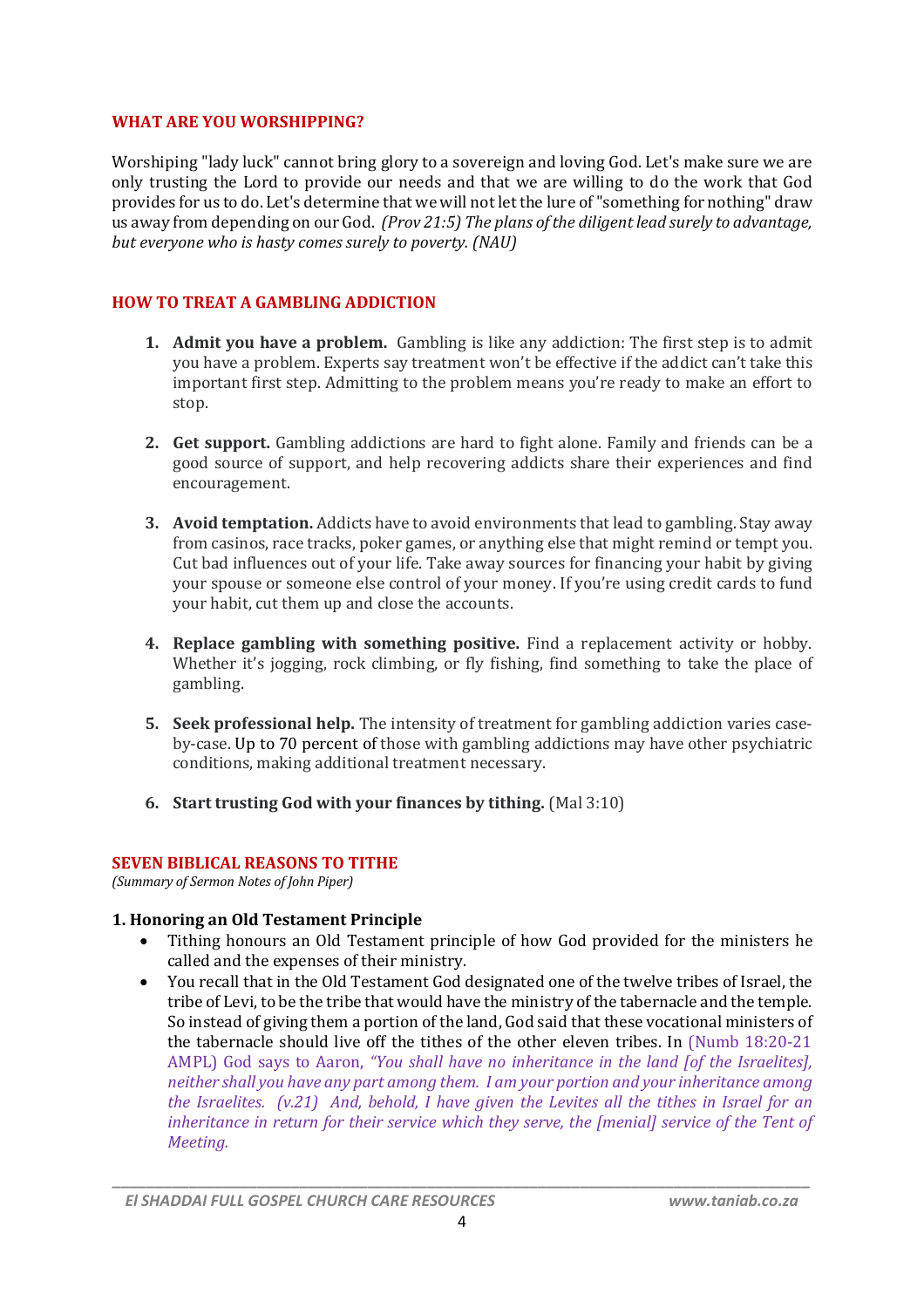## WHAT ARE YOU WORSHIPPING?

Worshiping "lady luck" cannot bring glory to a sovereign and loving God. Let's make sure we are only trusting the Lord to provide our needs and that we are willing to do the work that God provides for us to do. Let's determine that we will not let the lure of "something for nothing" draw us away from depending on our God. *(Prov 21:5) The plans of the diligent lead surely to advantage, but everyone who is hasty comes surely to poverty. (NAU)*

## HOW TO TREAT A GAMBLING ADDICTION

1. **Admit you have a problem.** Gambling is like any addiction: The first step is to admit you have a problem. Experts say treatment won't be effective if the addict can't take this important first step. Admitting to the problem means you're ready to make an effort to stop.

2. **Get support.** Gambling addictions are hard to fight alone. Family and friends can be a good source of support, and help recovering addicts share their experiences and find encouragement.

3. **Avoid temptation.** Addicts have to avoid environments that lead to gambling. Stay away from casinos, race tracks, poker games, or anything else that might remind or tempt you. Cut bad influences out of your life. Take away sources for financing your habit by giving your spouse or someone else control of your money. If you're using credit cards to fund your habit, cut them up and close the accounts.

4. **Replace gambling with something positive.** Find a replacement activity or hobby. Whether it's jogging, rock climbing, or fly fishing, find something to take the place of gambling.

5. **Seek professional help.** The intensity of treatment for gambling addiction varies case-by-case. Up to 70 percent of those with gambling addictions may have other psychiatric conditions, making additional treatment necessary.

6. **Start trusting God with your finances by tithing.** (Mal 3:10)

## SEVEN BIBLICAL REASONS TO TITHE

*(Summary of Sermon Notes of John Piper)*

### 1. Honoring an Old Testament Principle

- Tithing honours an Old Testament principle of how God provided for the ministers he called and the expenses of their ministry.
- You recall that in the Old Testament God designated one of the twelve tribes of Israel, the tribe of Levi, to be the tribe that would have the ministry of the tabernacle and the temple. So instead of giving them a portion of the land, God said that these vocational ministers of the tabernacle should live off the tithes of the other eleven tribes. In (Numb 18:20-21 AMPL) God says to Aaron, *"You shall have no inheritance in the land [of the Israelites], neither shall you have any part among them. I am your portion and your inheritance among the Israelites. (v.21) And, behold, I have given the Levites all the tithes in Israel for an inheritance in return for their service which they serve, the [menial] service of the Tent of Meeting.*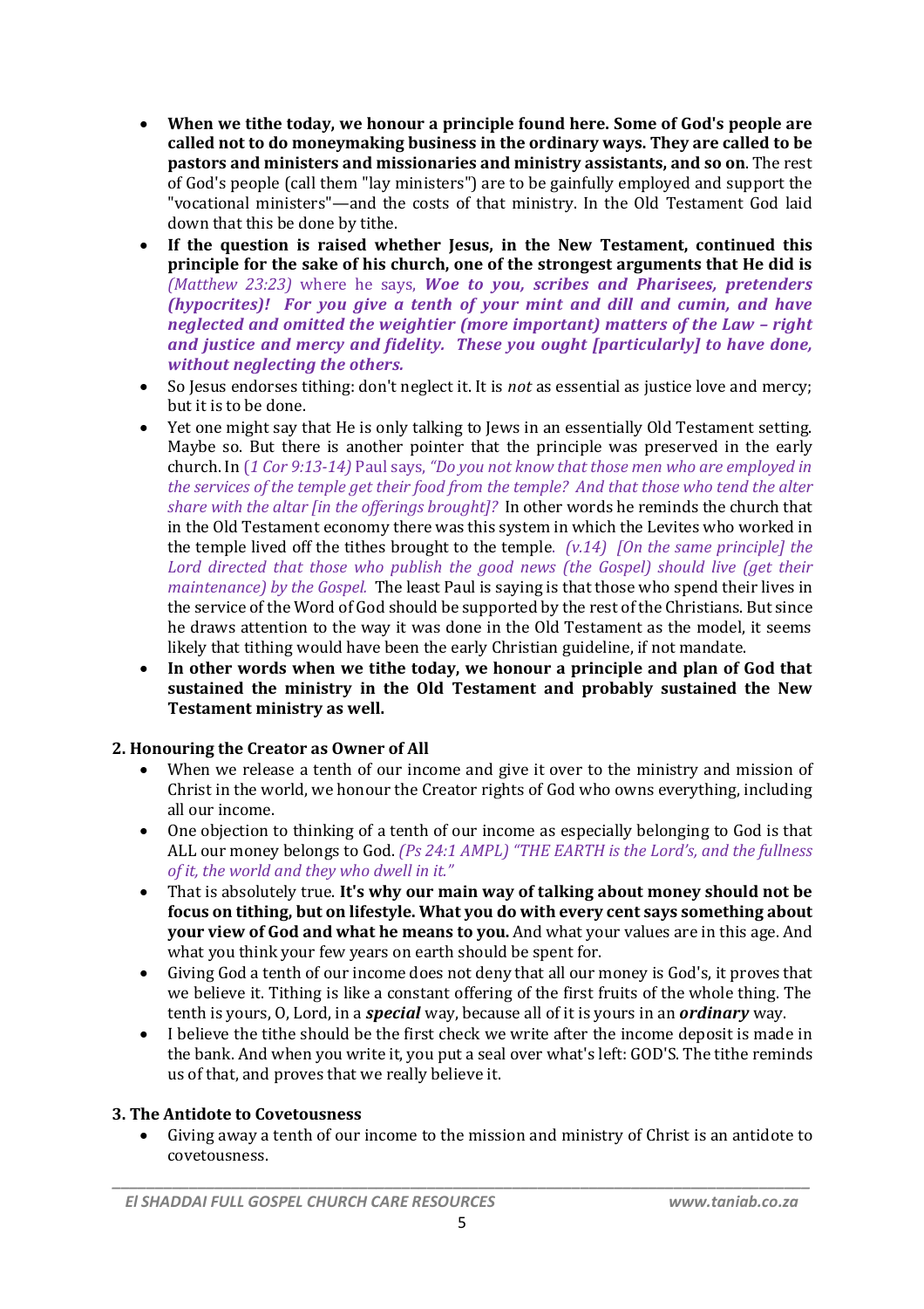- **When we tithe today, we honour a principle found here. Some of God's people are called not to do moneymaking business in the ordinary ways. They are called to be pastors and ministers and missionaries and ministry assistants, and so on**. The rest of God's people (call them "lay ministers") are to be gainfully employed and support the "vocational ministers"—and the costs of that ministry. In the Old Testament God laid down that this be done by tithe.
- **If the question is raised whether Jesus, in the New Testament, continued this principle for the sake of his church, one of the strongest arguments that He did is** *(Matthew 23:23)* where he says, ***Woe to you, scribes and Pharisees, pretenders (hypocrites)! For you give a tenth of your mint and dill and cumin, and have neglected and omitted the weightier (more important) matters of the Law – right and justice and mercy and fidelity. These you ought [particularly] to have done, without neglecting the others.***
- So Jesus endorses tithing: don't neglect it. It is *not* as essential as justice love and mercy; but it is to be done.
- Yet one might say that He is only talking to Jews in an essentially Old Testament setting. Maybe so. But there is another pointer that the principle was preserved in the early church. In (*1 Cor 9:13-14)* Paul says, *"Do you not know that those men who are employed in the services of the temple get their food from the temple? And that those who tend the alter share with the altar [in the offerings brought]?* In other words he reminds the church that in the Old Testament economy there was this system in which the Levites who worked in the temple lived off the tithes brought to the temple. *(v.14) [On the same principle] the Lord directed that those who publish the good news (the Gospel) should live (get their maintenance) by the Gospel.* The least Paul is saying is that those who spend their lives in the service of the Word of God should be supported by the rest of the Christians. But since he draws attention to the way it was done in the Old Testament as the model, it seems likely that tithing would have been the early Christian guideline, if not mandate.
- **In other words when we tithe today, we honour a principle and plan of God that sustained the ministry in the Old Testament and probably sustained the New Testament ministry as well.**

**2. Honouring the Creator as Owner of All**

- When we release a tenth of our income and give it over to the ministry and mission of Christ in the world, we honour the Creator rights of God who owns everything, including all our income.
- One objection to thinking of a tenth of our income as especially belonging to God is that ALL our money belongs to God. *(Ps 24:1 AMPL) "THE EARTH is the Lord's, and the fullness of it, the world and they who dwell in it."*
- That is absolutely true. **It's why our main way of talking about money should not be focus on tithing, but on lifestyle. What you do with every cent says something about your view of God and what he means to you.** And what your values are in this age. And what you think your few years on earth should be spent for.
- Giving God a tenth of our income does not deny that all our money is God's, it proves that we believe it. Tithing is like a constant offering of the first fruits of the whole thing. The tenth is yours, O, Lord, in a ***special*** way, because all of it is yours in an ***ordinary*** way.
- I believe the tithe should be the first check we write after the income deposit is made in the bank. And when you write it, you put a seal over what's left: GOD'S. The tithe reminds us of that, and proves that we really believe it.

**3. The Antidote to Covetousness**

- Giving away a tenth of our income to the mission and ministry of Christ is an antidote to covetousness.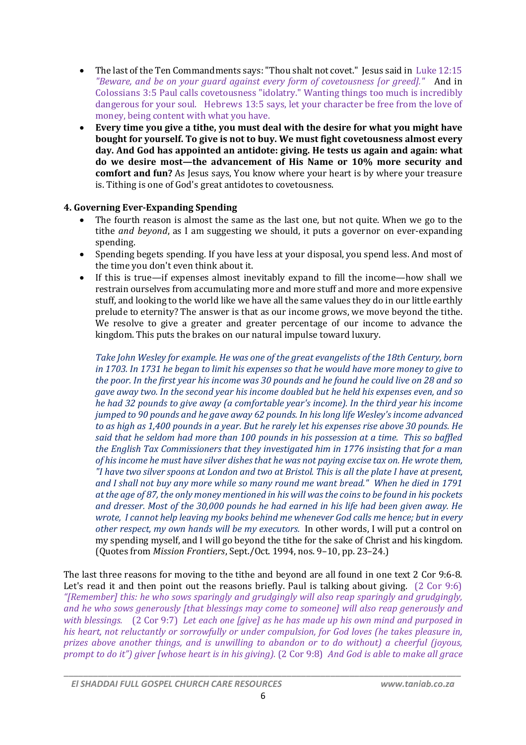- The last of the Ten Commandments says: "Thou shalt not covet." Jesus said in Luke 12:15 *"Beware, and be on your guard against every form of covetousness [or greed]."* And in Colossians 3:5 Paul calls covetousness "idolatry." Wanting things too much is incredibly dangerous for your soul. Hebrews 13:5 says, let your character be free from the love of money, being content with what you have.
- **Every time you give a tithe, you must deal with the desire for what you might have bought for yourself. To give is not to buy. We must fight covetousness almost every day. And God has appointed an antidote: giving. He tests us again and again: what do we desire most—the advancement of His Name or 10% more security and comfort and fun?** As Jesus says, You know where your heart is by where your treasure is. Tithing is one of God's great antidotes to covetousness.

**4. Governing Ever-Expanding Spending**

- The fourth reason is almost the same as the last one, but not quite. When we go to the tithe *and beyond*, as I am suggesting we should, it puts a governor on ever-expanding spending.
- Spending begets spending. If you have less at your disposal, you spend less. And most of the time you don't even think about it.
- If this is true—if expenses almost inevitably expand to fill the income—how shall we restrain ourselves from accumulating more and more stuff and more and more expensive stuff, and looking to the world like we have all the same values they do in our little earthly prelude to eternity? The answer is that as our income grows, we move beyond the tithe. We resolve to give a greater and greater percentage of our income to advance the kingdom. This puts the brakes on our natural impulse toward luxury.

  *Take John Wesley for example. He was one of the great evangelists of the 18th Century, born in 1703. In 1731 he began to limit his expenses so that he would have more money to give to the poor. In the first year his income was 30 pounds and he found he could live on 28 and so gave away two. In the second year his income doubled but he held his expenses even, and so he had 32 pounds to give away (a comfortable year's income). In the third year his income jumped to 90 pounds and he gave away 62 pounds. In his long life Wesley's income advanced to as high as 1,400 pounds in a year. But he rarely let his expenses rise above 30 pounds. He said that he seldom had more than 100 pounds in his possession at a time. This so baffled the English Tax Commissioners that they investigated him in 1776 insisting that for a man of his income he must have silver dishes that he was not paying excise tax on. He wrote them, "I have two silver spoons at London and two at Bristol. This is all the plate I have at present, and I shall not buy any more while so many round me want bread." When he died in 1791 at the age of 87, the only money mentioned in his will was the coins to be found in his pockets and dresser. Most of the 30,000 pounds he had earned in his life had been given away. He wrote, I cannot help leaving my books behind me whenever God calls me hence; but in every other respect, my own hands will be my executors.* In other words, I will put a control on my spending myself, and I will go beyond the tithe for the sake of Christ and his kingdom. (Quotes from *Mission Frontiers*, Sept./Oct. 1994, nos. 9–10, pp. 23–24.)

The last three reasons for moving to the tithe and beyond are all found in one text 2 Cor 9:6-8. Let's read it and then point out the reasons briefly. Paul is talking about giving. (2 Cor 9:6) *"[Remember] this: he who sows sparingly and grudgingly will also reap sparingly and grudgingly, and he who sows generously [that blessings may come to someone] will also reap generously and with blessings.* (2 Cor 9:7) *Let each one [give] as he has made up his own mind and purposed in his heart, not reluctantly or sorrowfully or under compulsion, for God loves (he takes pleasure in, prizes above another things, and is unwilling to abandon or to do without) a cheerful (joyous, prompt to do it") giver [whose heart is in his giving].* (2 Cor 9:8) *And God is able to make all grace*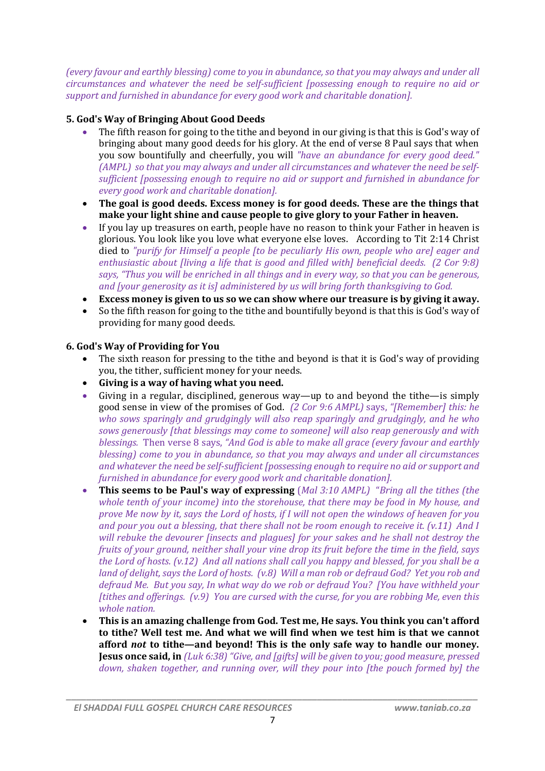*(every favour and earthly blessing) come to you in abundance, so that you may always and under all circumstances and whatever the need be self-sufficient [possessing enough to require no aid or support and furnished in abundance for every good work and charitable donation].*

**5. God's Way of Bringing About Good Deeds**

- The fifth reason for going to the tithe and beyond in our giving is that this is God's way of bringing about many good deeds for his glory. At the end of verse 8 Paul says that when you sow bountifully and cheerfully, you will *"have an abundance for every good deed." (AMPL) so that you may always and under all circumstances and whatever the need be self-sufficient [possessing enough to require no aid or support and furnished in abundance for every good work and charitable donation].*
- **The goal is good deeds. Excess money is for good deeds. These are the things that make your light shine and cause people to give glory to your Father in heaven.**
- If you lay up treasures on earth, people have no reason to think your Father in heaven is glorious. You look like you love what everyone else loves. According to Tit 2:14 Christ died to *"purify for Himself a people [to be peculiarly His own, people who are] eager and enthusiastic about [living a life that is good and filled with] beneficial deeds. (2 Cor 9:8) says, "Thus you will be enriched in all things and in every way, so that you can be generous, and [your generosity as it is] administered by us will bring forth thanksgiving to God.*
- **Excess money is given to us so we can show where our treasure is by giving it away.**
- So the fifth reason for going to the tithe and bountifully beyond is that this is God's way of providing for many good deeds.

**6. God's Way of Providing for You**

- The sixth reason for pressing to the tithe and beyond is that it is God's way of providing you, the tither, sufficient money for your needs.
- **Giving is a way of having what you need.**
- Giving in a regular, disciplined, generous way—up to and beyond the tithe—is simply good sense in view of the promises of God. *(2 Cor 9:6 AMPL)* says, *"[Remember] this: he who sows sparingly and grudgingly will also reap sparingly and grudgingly, and he who sows generously [that blessings may come to someone] will also reap generously and with blessings.* Then verse 8 says, *"And God is able to make all grace (every favour and earthly blessing) come to you in abundance, so that you may always and under all circumstances and whatever the need be self-sufficient [possessing enough to require no aid or support and furnished in abundance for every good work and charitable donation].*
- **This seems to be Paul's way of expressing** *(Mal 3:10 AMPL) "Bring all the tithes (the whole tenth of your income) into the storehouse, that there may be food in My house, and prove Me now by it, says the Lord of hosts, if I will not open the windows of heaven for you and pour you out a blessing, that there shall not be room enough to receive it. (v.11) And I will rebuke the devourer [insects and plagues] for your sakes and he shall not destroy the fruits of your ground, neither shall your vine drop its fruit before the time in the field, says the Lord of hosts. (v.12) And all nations shall call you happy and blessed, for you shall be a land of delight, says the Lord of hosts. (v.8) Will a man rob or defraud God? Yet you rob and defraud Me. But you say, In what way do we rob or defraud You? [You have withheld your [tithes and offerings. (v.9) You are cursed with the curse, for you are robbing Me, even this whole nation.*
- **This is an amazing challenge from God. Test me, He says. You think you can't afford to tithe? Well test me. And what we will find when we test him is that we cannot afford *not* to tithe—and beyond! This is the only safe way to handle our money. Jesus once said, in** *(Luk 6:38) "Give, and [gifts] will be given to you; good measure, pressed down, shaken together, and running over, will they pour into [the pouch formed by] the*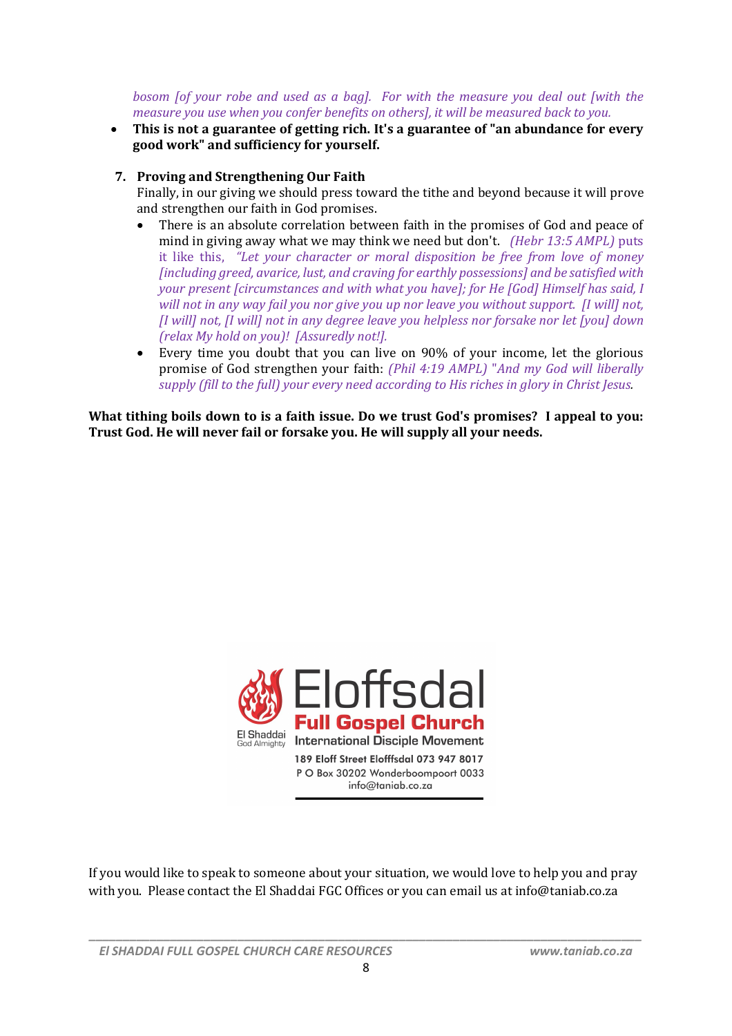*bosom [of your robe and used as a bag]. For with the measure you deal out [with the measure you use when you confer benefits on others], it will be measured back to you.*

- **This is not a guarantee of getting rich. It's a guarantee of "an abundance for every good work" and sufficiency for yourself.**

7. **Proving and Strengthening Our Faith**
   Finally, in our giving we should press toward the tithe and beyond because it will prove and strengthen our faith in God promises.
   - There is an absolute correlation between faith in the promises of God and peace of mind in giving away what we may think we need but don't. *(Hebr 13:5 AMPL)* puts it like this, *"Let your character or moral disposition be free from love of money [including greed, avarice, lust, and craving for earthly possessions] and be satisfied with your present [circumstances and with what you have]; for He [God] Himself has said, I will not in any way fail you nor give you up nor leave you without support. [I will] not, [I will] not, [I will] not in any degree leave you helpless nor forsake nor let [you] down (relax My hold on you)! [Assuredly not!].*
   - Every time you doubt that you can live on 90% of your income, let the glorious promise of God strengthen your faith: *(Phil 4:19 AMPL) "And my God will liberally supply (fill to the full) your every need according to His riches in glory in Christ Jesus.*

**What tithing boils down to is a faith issue. Do we trust God's promises? I appeal to you: Trust God. He will never fail or forsake you. He will supply all your needs.**

El Shaddai God Almighty
Eloffsdal
Full Gospel Church
International Disciple Movement
189 Eloff Street Elofffsdal 073 947 8017
P O Box 30202 Wonderboompoort 0033
info@taniab.co.za

If you would like to speak to someone about your situation, we would love to help you and pray with you. Please contact the El Shaddai FGC Offices or you can email us at info@taniab.co.za